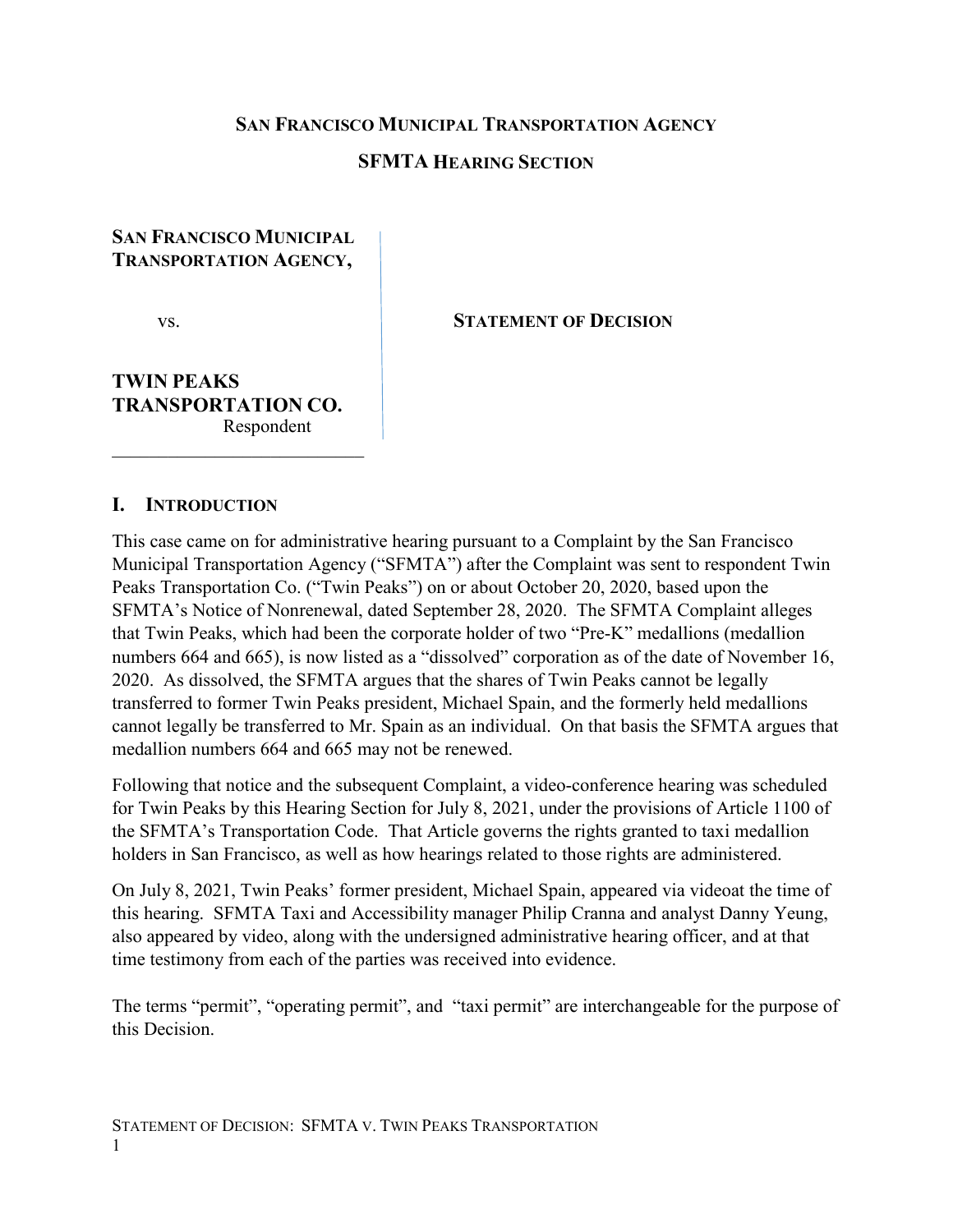**SAN FRANCISCO MUNICIPAL TRANSPORTATION AGENCY**

**SFMTA HEARING SECTION**

**SAN FRANCISCO MUNICIPAL TRANSPORTATION AGENCY,**

vs.

**TWIN PEAKS TRANSPORTATION CO.**
Respondent

**STATEMENT OF DECISION**

## I. INTRODUCTION

This case came on for administrative hearing pursuant to a Complaint by the San Francisco Municipal Transportation Agency ("SFMTA") after the Complaint was sent to respondent Twin Peaks Transportation Co. ("Twin Peaks") on or about October 20, 2020, based upon the SFMTA's Notice of Nonrenewal, dated September 28, 2020. The SFMTA Complaint alleges that Twin Peaks, which had been the corporate holder of two "Pre-K" medallions (medallion numbers 664 and 665), is now listed as a "dissolved" corporation as of the date of November 16, 2020. As dissolved, the SFMTA argues that the shares of Twin Peaks cannot be legally transferred to former Twin Peaks president, Michael Spain, and the formerly held medallions cannot legally be transferred to Mr. Spain as an individual. On that basis the SFMTA argues that medallion numbers 664 and 665 may not be renewed.

Following that notice and the subsequent Complaint, a video-conference hearing was scheduled for Twin Peaks by this Hearing Section for July 8, 2021, under the provisions of Article 1100 of the SFMTA's Transportation Code. That Article governs the rights granted to taxi medallion holders in San Francisco, as well as how hearings related to those rights are administered.

On July 8, 2021, Twin Peaks' former president, Michael Spain, appeared via videoat the time of this hearing. SFMTA Taxi and Accessibility manager Philip Cranna and analyst Danny Yeung, also appeared by video, along with the undersigned administrative hearing officer, and at that time testimony from each of the parties was received into evidence.

The terms "permit", "operating permit", and "taxi permit" are interchangeable for the purpose of this Decision.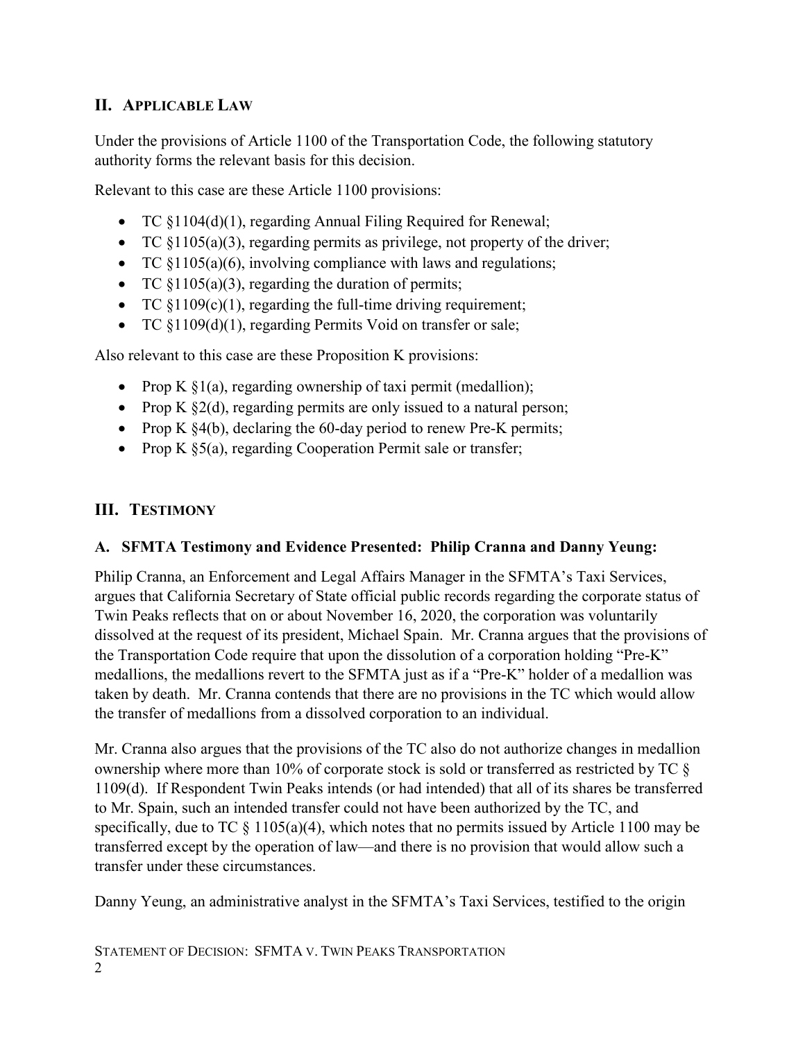## II. Applicable Law

Under the provisions of Article 1100 of the Transportation Code, the following statutory authority forms the relevant basis for this decision.

Relevant to this case are these Article 1100 provisions:

- TC §1104(d)(1), regarding Annual Filing Required for Renewal;
- TC §1105(a)(3), regarding permits as privilege, not property of the driver;
- TC §1105(a)(6), involving compliance with laws and regulations;
- TC §1105(a)(3), regarding the duration of permits;
- TC §1109(c)(1), regarding the full-time driving requirement;
- TC §1109(d)(1), regarding Permits Void on transfer or sale;

Also relevant to this case are these Proposition K provisions:

- Prop K §1(a), regarding ownership of taxi permit (medallion);
- Prop K §2(d), regarding permits are only issued to a natural person;
- Prop K §4(b), declaring the 60-day period to renew Pre-K permits;
- Prop K §5(a), regarding Cooperation Permit sale or transfer;

## III. Testimony

### A. SFMTA Testimony and Evidence Presented: Philip Cranna and Danny Yeung:

Philip Cranna, an Enforcement and Legal Affairs Manager in the SFMTA's Taxi Services, argues that California Secretary of State official public records regarding the corporate status of Twin Peaks reflects that on or about November 16, 2020, the corporation was voluntarily dissolved at the request of its president, Michael Spain. Mr. Cranna argues that the provisions of the Transportation Code require that upon the dissolution of a corporation holding "Pre-K" medallions, the medallions revert to the SFMTA just as if a "Pre-K" holder of a medallion was taken by death. Mr. Cranna contends that there are no provisions in the TC which would allow the transfer of medallions from a dissolved corporation to an individual.

Mr. Cranna also argues that the provisions of the TC also do not authorize changes in medallion ownership where more than 10% of corporate stock is sold or transferred as restricted by TC § 1109(d). If Respondent Twin Peaks intends (or had intended) that all of its shares be transferred to Mr. Spain, such an intended transfer could not have been authorized by the TC, and specifically, due to TC § 1105(a)(4), which notes that no permits issued by Article 1100 may be transferred except by the operation of law—and there is no provision that would allow such a transfer under these circumstances.

Danny Yeung, an administrative analyst in the SFMTA's Taxi Services, testified to the origin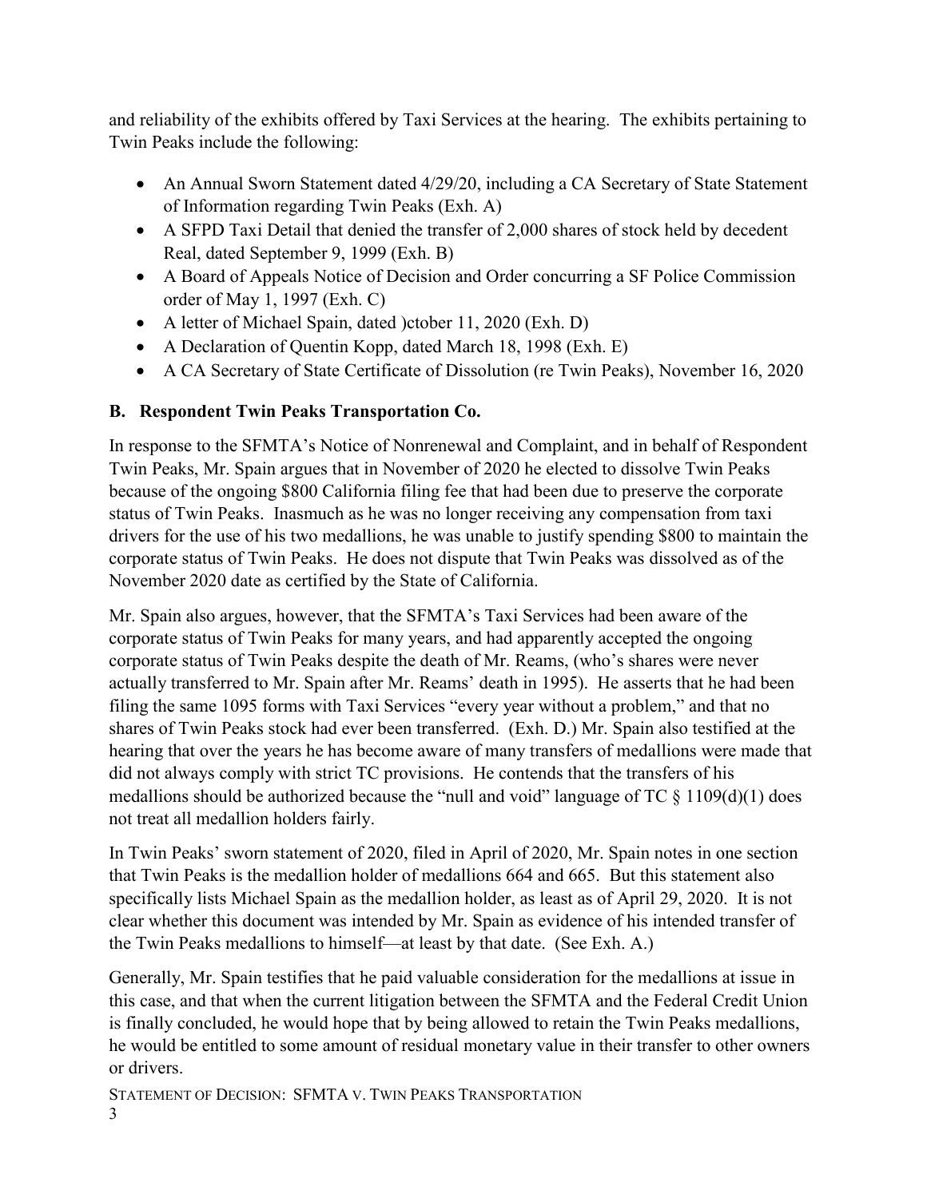and reliability of the exhibits offered by Taxi Services at the hearing. The exhibits pertaining to Twin Peaks include the following:

- An Annual Sworn Statement dated 4/29/20, including a CA Secretary of State Statement of Information regarding Twin Peaks (Exh. A)
- A SFPD Taxi Detail that denied the transfer of 2,000 shares of stock held by decedent Real, dated September 9, 1999 (Exh. B)
- A Board of Appeals Notice of Decision and Order concurring a SF Police Commission order of May 1, 1997 (Exh. C)
- A letter of Michael Spain, dated )ctober 11, 2020 (Exh. D)
- A Declaration of Quentin Kopp, dated March 18, 1998 (Exh. E)
- A CA Secretary of State Certificate of Dissolution (re Twin Peaks), November 16, 2020

## B. Respondent Twin Peaks Transportation Co.

In response to the SFMTA's Notice of Nonrenewal and Complaint, and in behalf of Respondent Twin Peaks, Mr. Spain argues that in November of 2020 he elected to dissolve Twin Peaks because of the ongoing $800 California filing fee that had been due to preserve the corporate status of Twin Peaks. Inasmuch as he was no longer receiving any compensation from taxi drivers for the use of his two medallions, he was unable to justify spending $800 to maintain the corporate status of Twin Peaks. He does not dispute that Twin Peaks was dissolved as of the November 2020 date as certified by the State of California.

Mr. Spain also argues, however, that the SFMTA's Taxi Services had been aware of the corporate status of Twin Peaks for many years, and had apparently accepted the ongoing corporate status of Twin Peaks despite the death of Mr. Reams, (who's shares were never actually transferred to Mr. Spain after Mr. Reams' death in 1995). He asserts that he had been filing the same 1095 forms with Taxi Services "every year without a problem," and that no shares of Twin Peaks stock had ever been transferred. (Exh. D.) Mr. Spain also testified at the hearing that over the years he has become aware of many transfers of medallions were made that did not always comply with strict TC provisions. He contends that the transfers of his medallions should be authorized because the "null and void" language of TC § 1109(d)(1) does not treat all medallion holders fairly.

In Twin Peaks' sworn statement of 2020, filed in April of 2020, Mr. Spain notes in one section that Twin Peaks is the medallion holder of medallions 664 and 665. But this statement also specifically lists Michael Spain as the medallion holder, as least as of April 29, 2020. It is not clear whether this document was intended by Mr. Spain as evidence of his intended transfer of the Twin Peaks medallions to himself—at least by that date. (See Exh. A.)

Generally, Mr. Spain testifies that he paid valuable consideration for the medallions at issue in this case, and that when the current litigation between the SFMTA and the Federal Credit Union is finally concluded, he would hope that by being allowed to retain the Twin Peaks medallions, he would be entitled to some amount of residual monetary value in their transfer to other owners or drivers.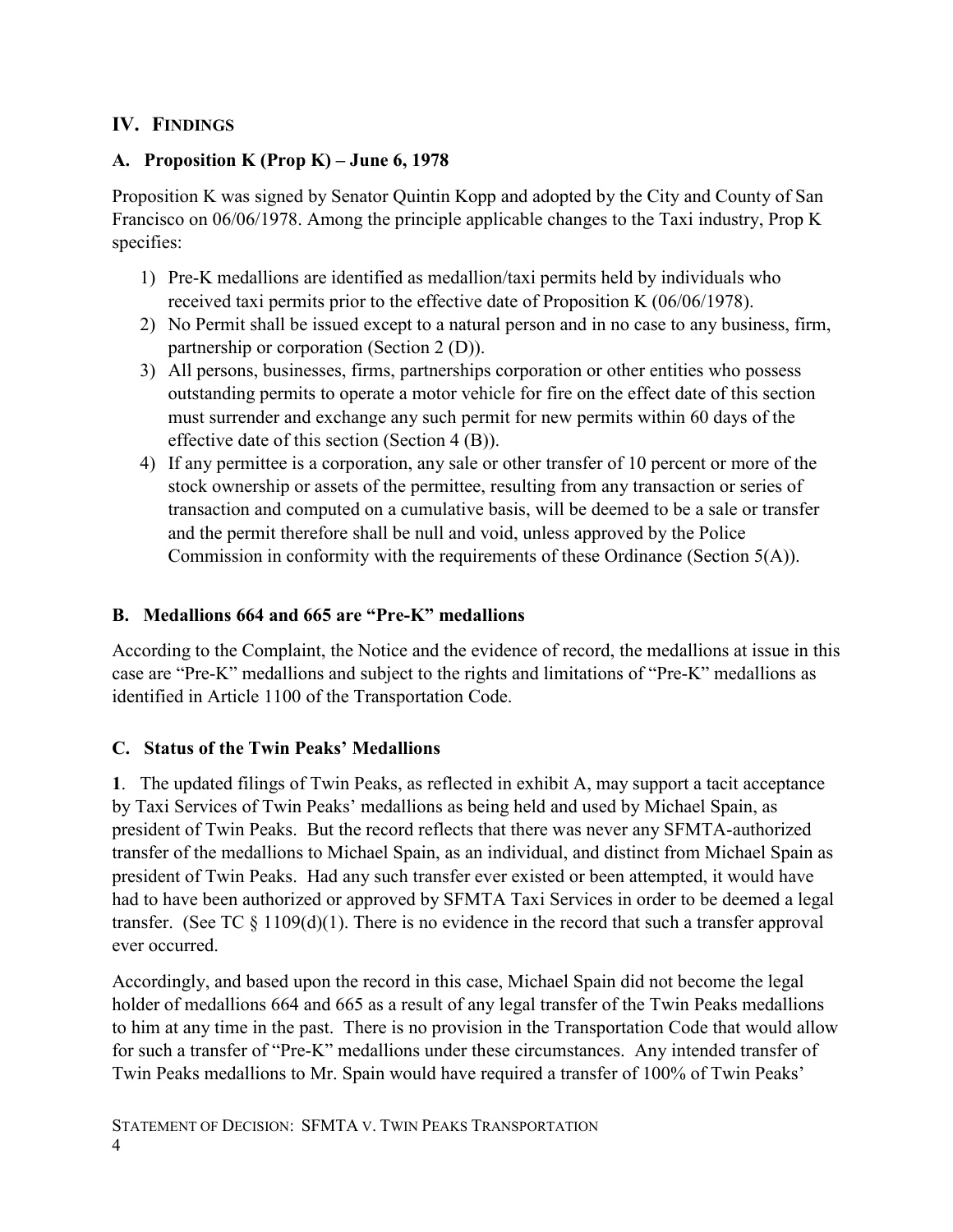## IV. FINDINGS

### A. Proposition K (Prop K) – June 6, 1978

Proposition K was signed by Senator Quintin Kopp and adopted by the City and County of San Francisco on 06/06/1978. Among the principle applicable changes to the Taxi industry, Prop K specifies:

1) Pre-K medallions are identified as medallion/taxi permits held by individuals who received taxi permits prior to the effective date of Proposition K (06/06/1978).
2) No Permit shall be issued except to a natural person and in no case to any business, firm, partnership or corporation (Section 2 (D)).
3) All persons, businesses, firms, partnerships corporation or other entities who possess outstanding permits to operate a motor vehicle for fire on the effect date of this section must surrender and exchange any such permit for new permits within 60 days of the effective date of this section (Section 4 (B)).
4) If any permittee is a corporation, any sale or other transfer of 10 percent or more of the stock ownership or assets of the permittee, resulting from any transaction or series of transaction and computed on a cumulative basis, will be deemed to be a sale or transfer and the permit therefore shall be null and void, unless approved by the Police Commission in conformity with the requirements of these Ordinance (Section 5(A)).

### B. Medallions 664 and 665 are "Pre-K" medallions

According to the Complaint, the Notice and the evidence of record, the medallions at issue in this case are "Pre-K" medallions and subject to the rights and limitations of "Pre-K" medallions as identified in Article 1100 of the Transportation Code.

### C. Status of the Twin Peaks' Medallions

**1**. The updated filings of Twin Peaks, as reflected in exhibit A, may support a tacit acceptance by Taxi Services of Twin Peaks' medallions as being held and used by Michael Spain, as president of Twin Peaks. But the record reflects that there was never any SFMTA-authorized transfer of the medallions to Michael Spain, as an individual, and distinct from Michael Spain as president of Twin Peaks. Had any such transfer ever existed or been attempted, it would have had to have been authorized or approved by SFMTA Taxi Services in order to be deemed a legal transfer. (See TC § 1109(d)(1). There is no evidence in the record that such a transfer approval ever occurred.

Accordingly, and based upon the record in this case, Michael Spain did not become the legal holder of medallions 664 and 665 as a result of any legal transfer of the Twin Peaks medallions to him at any time in the past. There is no provision in the Transportation Code that would allow for such a transfer of "Pre-K" medallions under these circumstances. Any intended transfer of Twin Peaks medallions to Mr. Spain would have required a transfer of 100% of Twin Peaks'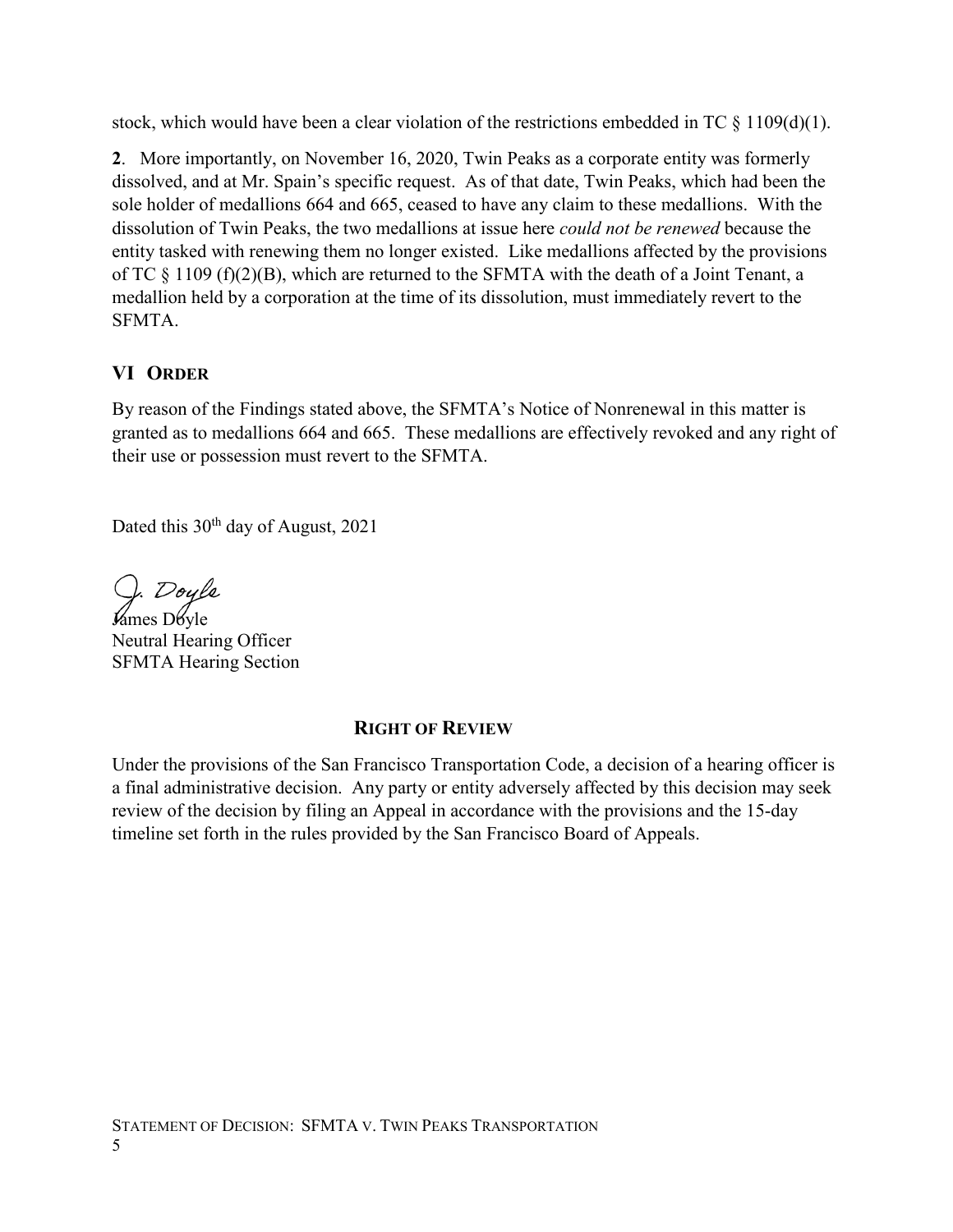stock, which would have been a clear violation of the restrictions embedded in TC § 1109(d)(1).

**2**. More importantly, on November 16, 2020, Twin Peaks as a corporate entity was formerly dissolved, and at Mr. Spain's specific request. As of that date, Twin Peaks, which had been the sole holder of medallions 664 and 665, ceased to have any claim to these medallions. With the dissolution of Twin Peaks, the two medallions at issue here *could not be renewed* because the entity tasked with renewing them no longer existed. Like medallions affected by the provisions of TC § 1109 (f)(2)(B), which are returned to the SFMTA with the death of a Joint Tenant, a medallion held by a corporation at the time of its dissolution, must immediately revert to the SFMTA.

## VI ORDER

By reason of the Findings stated above, the SFMTA's Notice of Nonrenewal in this matter is granted as to medallions 664 and 665. These medallions are effectively revoked and any right of their use or possession must revert to the SFMTA.

Dated this 30th day of August, 2021

J. Doyle

James Doyle
Neutral Hearing Officer
SFMTA Hearing Section

### RIGHT OF REVIEW

Under the provisions of the San Francisco Transportation Code, a decision of a hearing officer is a final administrative decision. Any party or entity adversely affected by this decision may seek review of the decision by filing an Appeal in accordance with the provisions and the 15-day timeline set forth in the rules provided by the San Francisco Board of Appeals.